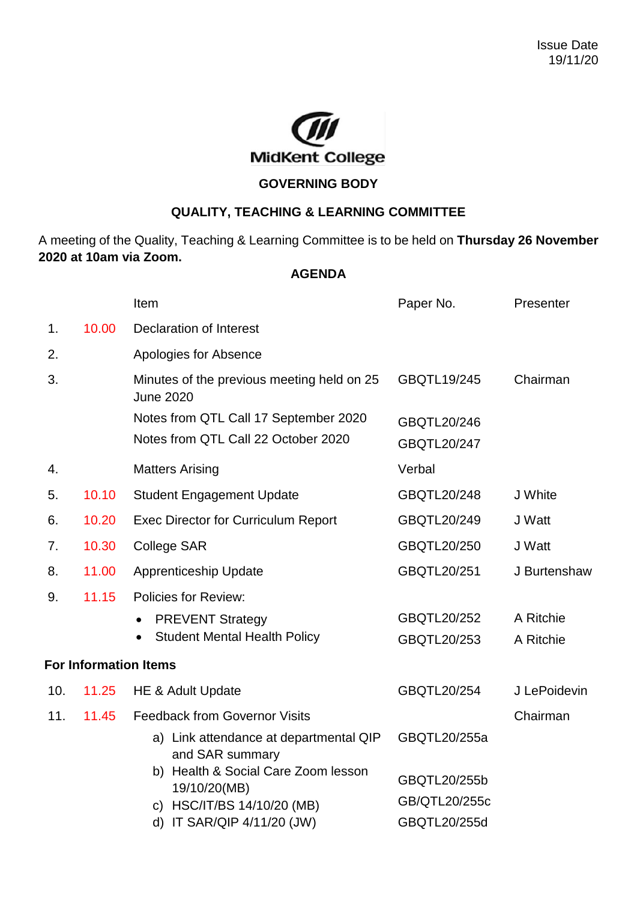Issue Date
19/11/20

MidKent College

**GOVERNING BODY**

**QUALITY, TEACHING & LEARNING COMMITTEE**

A meeting of the Quality, Teaching & Learning Committee is to be held on **Thursday 26 November 2020 at 10am via Zoom.**

**AGENDA**

| | | Item | Paper No. | Presenter |
|---|---|---|---|---|
| 1. | 10.00 | Declaration of Interest | | |
| 2. | | Apologies for Absence | | |
| 3. | | Minutes of the previous meeting held on 25 June 2020 | GBQTL19/245 | Chairman |
| | | Notes from QTL Call 17 September 2020 | GBQTL20/246 | |
| | | Notes from QTL Call 22 October 2020 | GBQTL20/247 | |
| 4. | | Matters Arising | Verbal | |
| 5. | 10.10 | Student Engagement Update | GBQTL20/248 | J White |
| 6. | 10.20 | Exec Director for Curriculum Report | GBQTL20/249 | J Watt |
| 7. | 10.30 | College SAR | GBQTL20/250 | J Watt |
| 8. | 11.00 | Apprenticeship Update | GBQTL20/251 | J Burtenshaw |
| 9. | 11.15 | Policies for Review: | | |
| | | • PREVENT Strategy | GBQTL20/252 | A Ritchie |
| | | • Student Mental Health Policy | GBQTL20/253 | A Ritchie |
| **For Information Items** | | | | |
| 10. | 11.25 | HE & Adult Update | GBQTL20/254 | J LePoidevin |
| 11. | 11.45 | Feedback from Governor Visits | | Chairman |
| | | a) Link attendance at departmental QIP and SAR summary | GBQTL20/255a | |
| | | b) Health & Social Care Zoom lesson 19/10/20(MB) | GBQTL20/255b | |
| | | c) HSC/IT/BS 14/10/20 (MB) | GB/QTL20/255c | |
| | | d) IT SAR/QIP 4/11/20 (JW) | GBQTL20/255d | |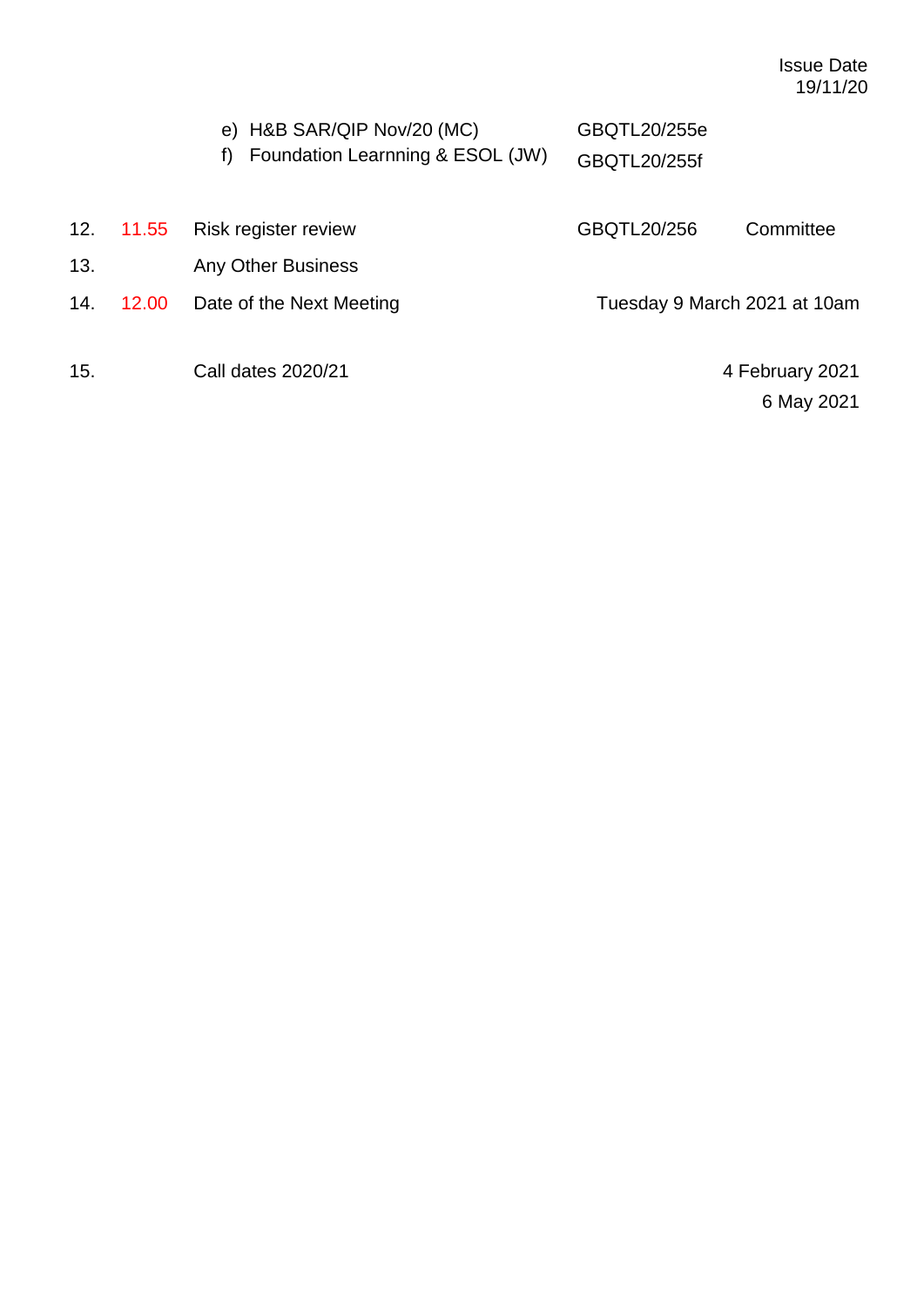Issue Date
19/11/20

| | | | | |
|---|---|---|---|---|
| | | e) H&B SAR/QIP Nov/20 (MC) | GBQTL20/255e | |
| | | f) Foundation Learnning & ESOL (JW) | GBQTL20/255f | |
| 12. | 11.55 | Risk register review | GBQTL20/256 | Committee |
| 13. | | Any Other Business | | |
| 14. | 12.00 | Date of the Next Meeting | Tuesday 9 March 2021 at 10am | |
| 15. | | Call dates 2020/21 | | 4 February 2021<br>6 May 2021 |